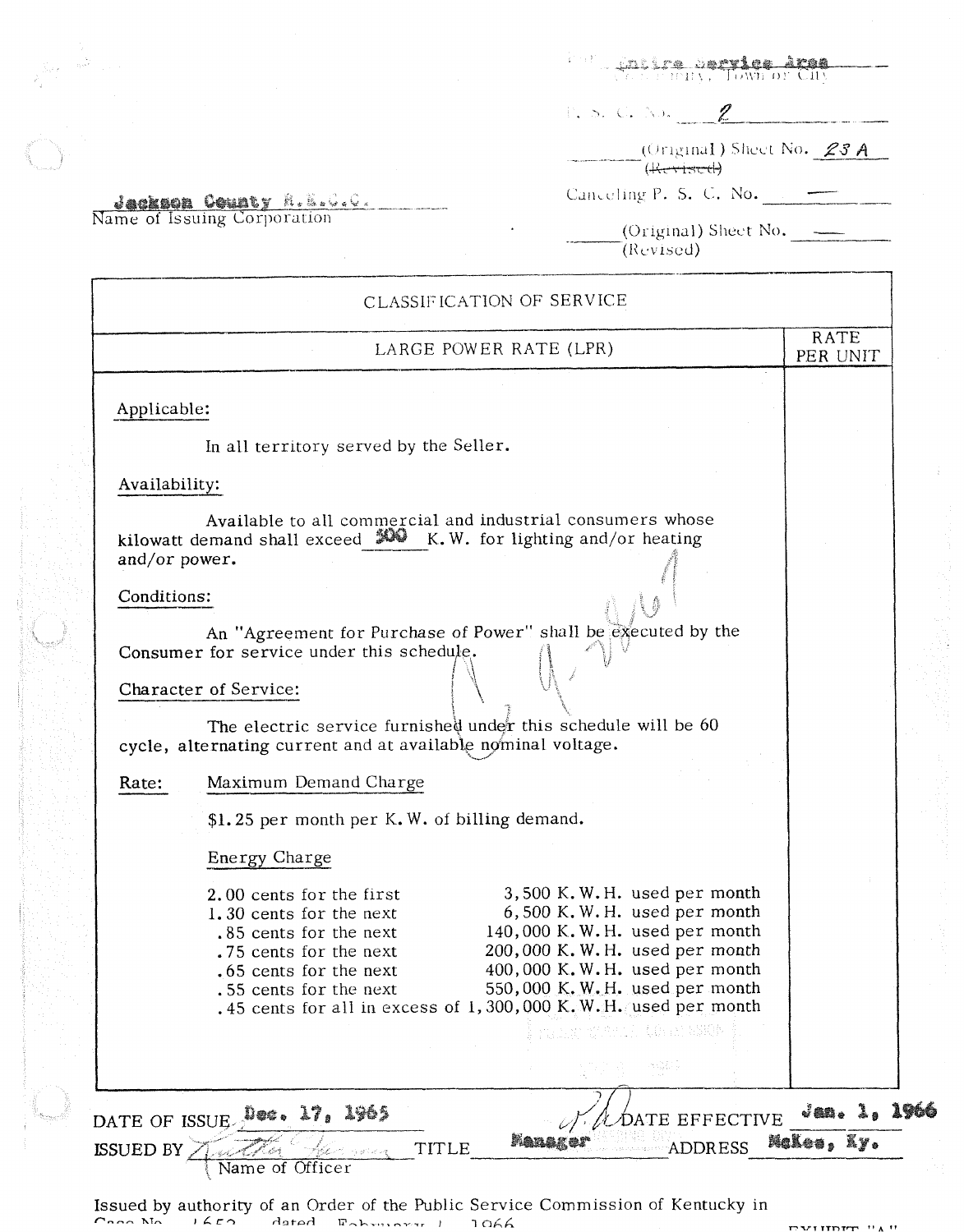For Entire Service Area
Community, Town or City

P. S. C. No. 2

(Original) Sheet No. 23 A
~~(Revised)~~

Canceling P. S. C. No. —

(Original) Sheet No. —
(Revised)

Jackson County R.E.C.C.
Name of Issuing Corporation

| CLASSIFICATION OF SERVICE | |
|---|---|
| LARGE POWER RATE (LPR) | RATE PER UNIT |

**Applicable:**

In all territory served by the Seller.

**Availability:**

Available to all commercial and industrial consumers whose kilowatt demand shall exceed 300 K.W. for lighting and/or heating and/or power.

**Conditions:**

An "Agreement for Purchase of Power" shall be executed by the Consumer for service under this schedule.

**Character of Service:**

The electric service furnished under this schedule will be 60 cycle, alternating current and at available nominal voltage.

**Rate:** Maximum Demand Charge

$1.25 per month per K.W. of billing demand.

Energy Charge

| | |
|---|---|
| 2.00 cents for the first | 3,500 K.W.H. used per month |
| 1.30 cents for the next | 6,500 K.W.H. used per month |
| .85 cents for the next | 140,000 K.W.H. used per month |
| .75 cents for the next | 200,000 K.W.H. used per month |
| .65 cents for the next | 400,000 K.W.H. used per month |
| .55 cents for the next | 550,000 K.W.H. used per month |
| .45 cents for all in excess of | 1,300,000 K.W.H. used per month |

DATE OF ISSUE Dec. 17, 1965 DATE EFFECTIVE Jan. 1, 1966

ISSUED BY (Name of Officer) TITLE Manager ADDRESS McKee, Ky.

Issued by authority of an Order of the Public Service Commission of Kentucky in Case No. 1652 dated February 1, 1966

EXHIBIT "A"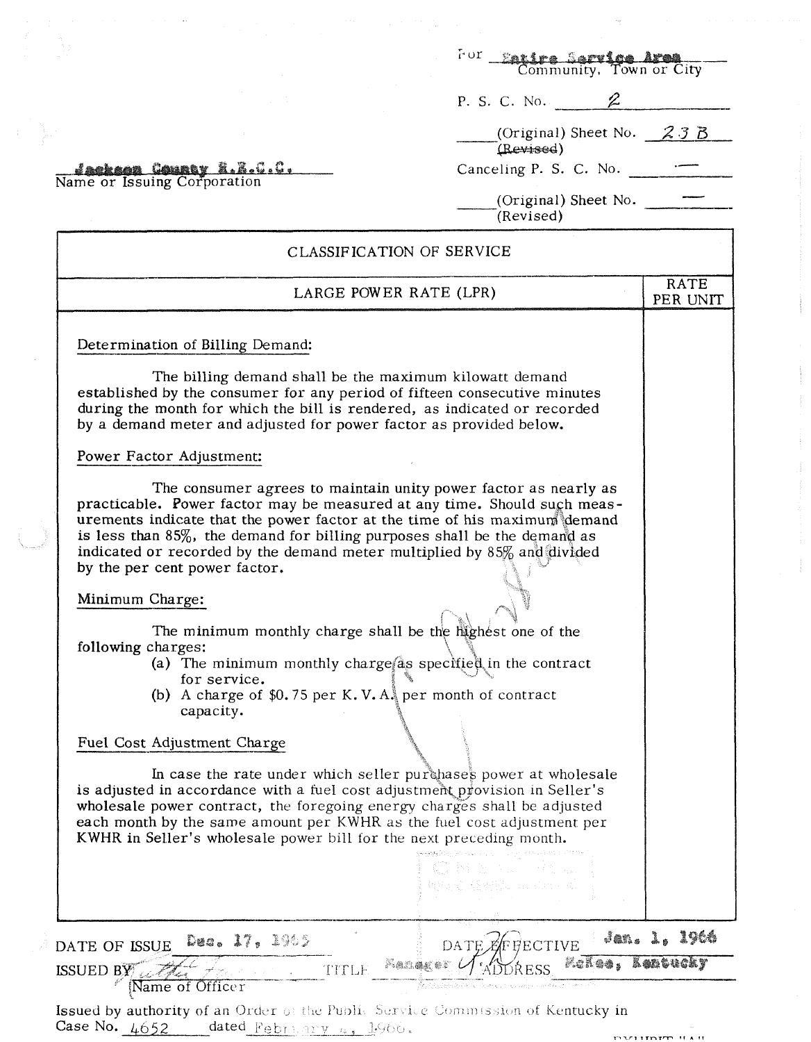For Entire Service Area
Community, Town or City

P. S. C. No. 2

(Original) Sheet No. 23 B
~~(Revised)~~

Jackson County R.E.C.C.
Name or Issuing Corporation

Canceling P. S. C. No. —

(Original) Sheet No. —
(Revised)

| CLASSIFICATION OF SERVICE | |
|---|---|
| LARGE POWER RATE (LPR) | RATE PER UNIT |

<u>Determination of Billing Demand:</u>

The billing demand shall be the maximum kilowatt demand established by the consumer for any period of fifteen consecutive minutes during the month for which the bill is rendered, as indicated or recorded by a demand meter and adjusted for power factor as provided below.

<u>Power Factor Adjustment:</u>

The consumer agrees to maintain unity power factor as nearly as practicable. Power factor may be measured at any time. Should such measurements indicate that the power factor at the time of his maximum demand is less than 85%, the demand for billing purposes shall be the demand as indicated or recorded by the demand meter multiplied by 85% and divided by the per cent power factor.

<u>Minimum Charge:</u>

The minimum monthly charge shall be the highest one of the following charges:

(a) The minimum monthly charge as specified in the contract for service.
(b) A charge of $0.75 per K. V. A. per month of contract capacity.

<u>Fuel Cost Adjustment Charge</u>

In case the rate under which seller purchases power at wholesale is adjusted in accordance with a fuel cost adjustment provision in Seller's wholesale power contract, the foregoing energy charges shall be adjusted each month by the same amount per KWHR as the fuel cost adjustment per KWHR in Seller's wholesale power bill for the next preceding month.

DATE OF ISSUE Dec. 17, 1965 DATE EFFECTIVE Jan. 1, 1966

ISSUED BY ____________ TITLE Manager ADDRESS McKee, Kentucky
Name of Officer

Issued by authority of an Order of the Public Service Commission of Kentucky in Case No. 4652 dated February 4, 1966.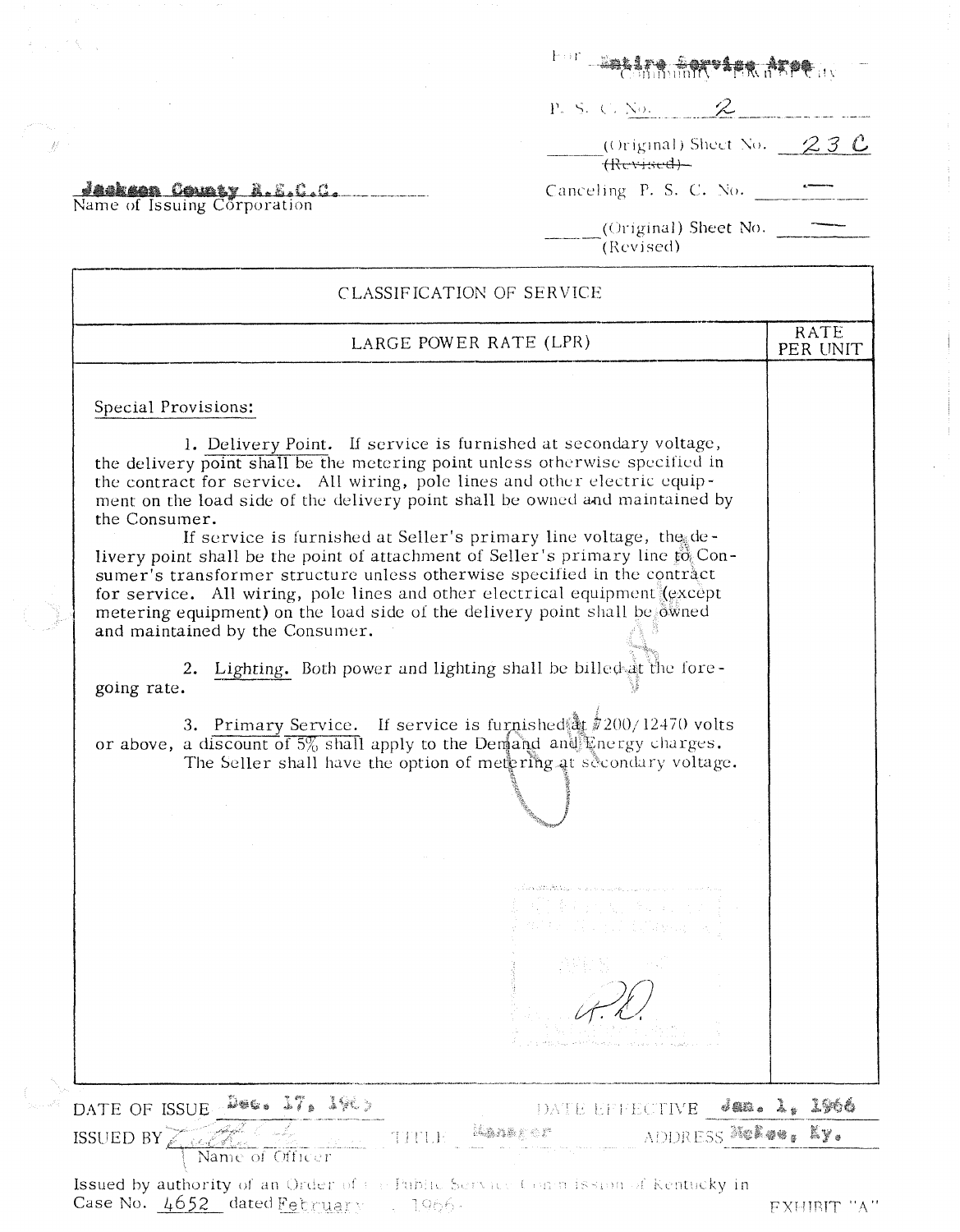For Entire Service Area
Community, Town or City

P. S. C. No. 2

(Original) Sheet No. 23 C
~~(Revised)~~

Jackson County R.E.C.C.
Name of Issuing Corporation

Canceling P. S. C. No. —

(Original) Sheet No. —
(Revised)

| CLASSIFICATION OF SERVICE | |
|---|---|
| LARGE POWER RATE (LPR) | RATE PER UNIT |

Special Provisions:

1. Delivery Point. If service is furnished at secondary voltage, the delivery point shall be the metering point unless otherwise specified in the contract for service. All wiring, pole lines and other electric equipment on the load side of the delivery point shall be owned and maintained by the Consumer.

If service is furnished at Seller's primary line voltage, the delivery point shall be the point of attachment of Seller's primary line to Consumer's transformer structure unless otherwise specified in the contract for service. All wiring, pole lines and other electrical equipment (except metering equipment) on the load side of the delivery point shall be owned and maintained by the Consumer.

2. Lighting. Both power and lighting shall be billed at the foregoing rate.

3. Primary Service. If service is furnished at 7200/12470 volts or above, a discount of 5% shall apply to the Demand and Energy charges. The Seller shall have the option of metering at secondary voltage.

DATE OF ISSUE Dec. 17, 1965 DATE EFFECTIVE Jan. 1, 1966

ISSUED BY [signature] TITLE Manager ADDRESS McKee, Ky.
Name of Officer

Issued by authority of an Order of the Public Service Commission of Kentucky in Case No. 4652 dated February , 1966.

EXHIBIT "A"